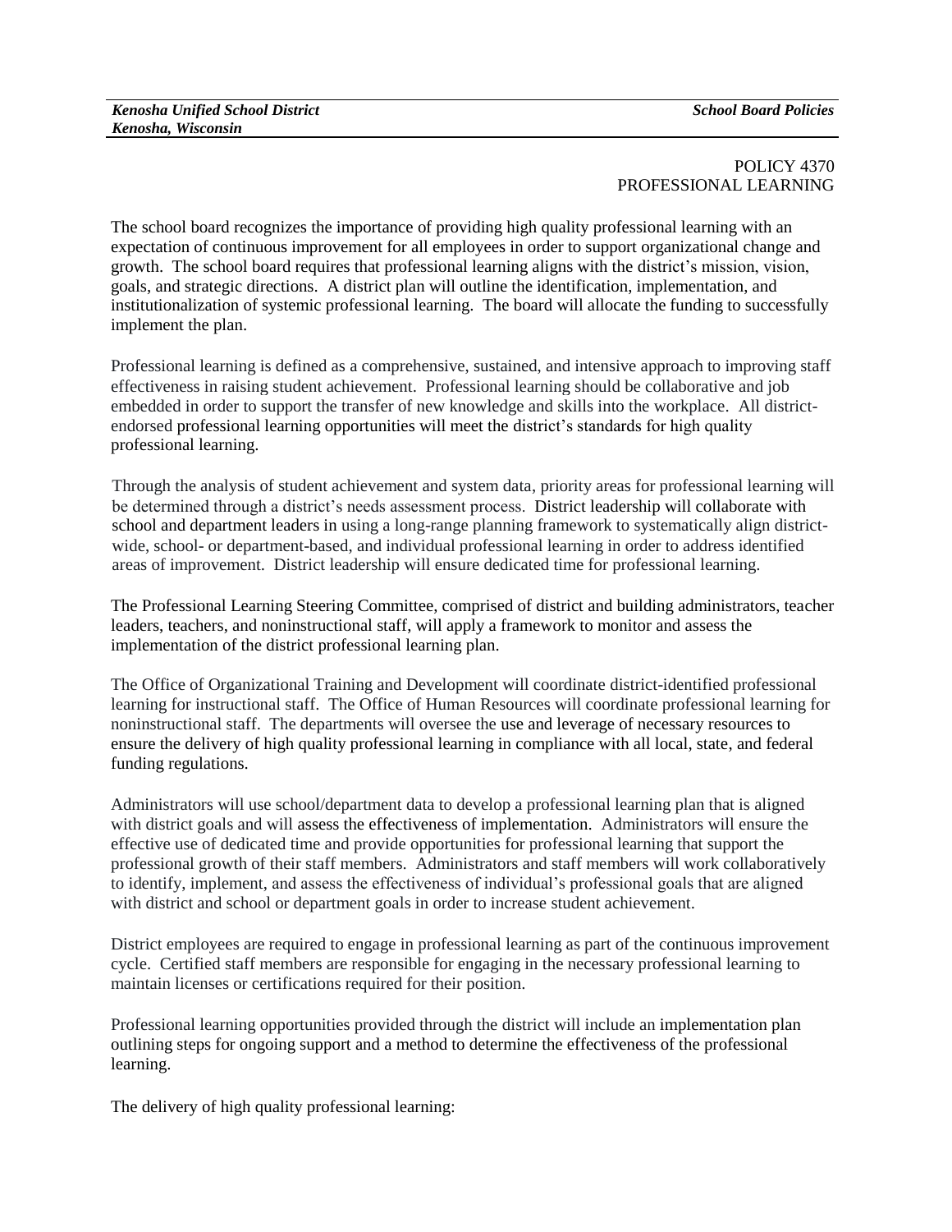*Kenosha Unified School District*
*Kenosha, Wisconsin*

*School Board Policies*

POLICY 4370
PROFESSIONAL LEARNING

The school board recognizes the importance of providing high quality professional learning with an expectation of continuous improvement for all employees in order to support organizational change and growth. The school board requires that professional learning aligns with the district's mission, vision, goals, and strategic directions. A district plan will outline the identification, implementation, and institutionalization of systemic professional learning. The board will allocate the funding to successfully implement the plan.

Professional learning is defined as a comprehensive, sustained, and intensive approach to improving staff effectiveness in raising student achievement. Professional learning should be collaborative and job embedded in order to support the transfer of new knowledge and skills into the workplace. All district-endorsed professional learning opportunities will meet the district's standards for high quality professional learning.

Through the analysis of student achievement and system data, priority areas for professional learning will be determined through a district's needs assessment process. District leadership will collaborate with school and department leaders in using a long-range planning framework to systematically align district-wide, school- or department-based, and individual professional learning in order to address identified areas of improvement. District leadership will ensure dedicated time for professional learning.

The Professional Learning Steering Committee, comprised of district and building administrators, teacher leaders, teachers, and noninstructional staff, will apply a framework to monitor and assess the implementation of the district professional learning plan.

The Office of Organizational Training and Development will coordinate district-identified professional learning for instructional staff. The Office of Human Resources will coordinate professional learning for noninstructional staff. The departments will oversee the use and leverage of necessary resources to ensure the delivery of high quality professional learning in compliance with all local, state, and federal funding regulations.

Administrators will use school/department data to develop a professional learning plan that is aligned with district goals and will assess the effectiveness of implementation. Administrators will ensure the effective use of dedicated time and provide opportunities for professional learning that support the professional growth of their staff members. Administrators and staff members will work collaboratively to identify, implement, and assess the effectiveness of individual's professional goals that are aligned with district and school or department goals in order to increase student achievement.

District employees are required to engage in professional learning as part of the continuous improvement cycle. Certified staff members are responsible for engaging in the necessary professional learning to maintain licenses or certifications required for their position.

Professional learning opportunities provided through the district will include an implementation plan outlining steps for ongoing support and a method to determine the effectiveness of the professional learning.

The delivery of high quality professional learning: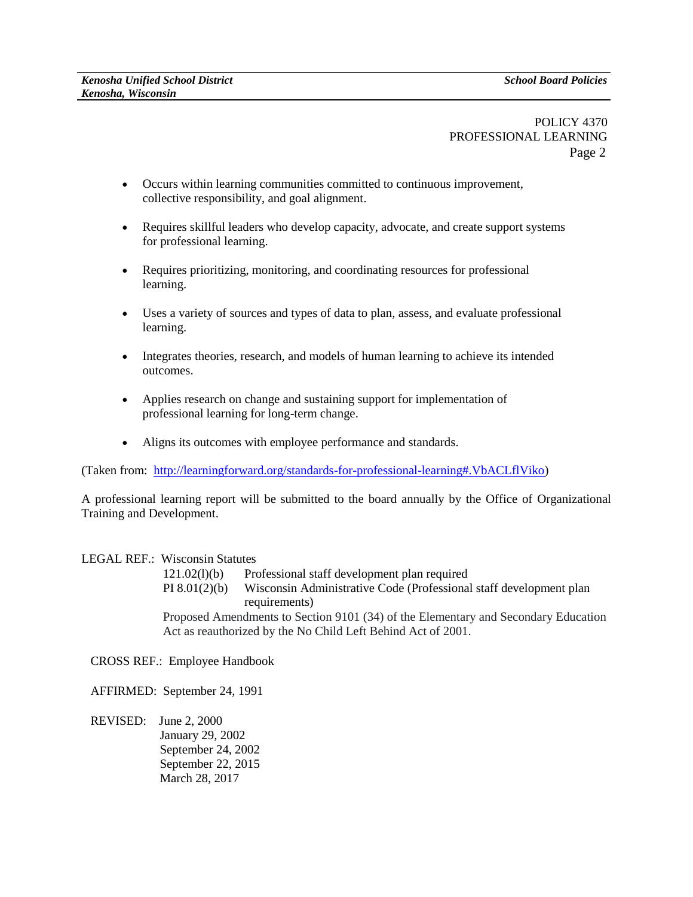POLICY 4370
PROFESSIONAL LEARNING

- Occurs within learning communities committed to continuous improvement, collective responsibility, and goal alignment.

- Requires skillful leaders who develop capacity, advocate, and create support systems for professional learning.

- Requires prioritizing, monitoring, and coordinating resources for professional learning.

- Uses a variety of sources and types of data to plan, assess, and evaluate professional learning.

- Integrates theories, research, and models of human learning to achieve its intended outcomes.

- Applies research on change and sustaining support for implementation of professional learning for long-term change.

- Aligns its outcomes with employee performance and standards.

(Taken from: http://learningforward.org/standards-for-professional-learning#.VbACLflViko)

A professional learning report will be submitted to the board annually by the Office of Organizational Training and Development.

LEGAL REF.: Wisconsin Statutes

121.02(l)(b) Professional staff development plan required

PI 8.01(2)(b) Wisconsin Administrative Code (Professional staff development plan requirements)

Proposed Amendments to Section 9101 (34) of the Elementary and Secondary Education Act as reauthorized by the No Child Left Behind Act of 2001.

CROSS REF.: Employee Handbook

AFFIRMED: September 24, 1991

REVISED: June 2, 2000
January 29, 2002
September 24, 2002
September 22, 2015
March 28, 2017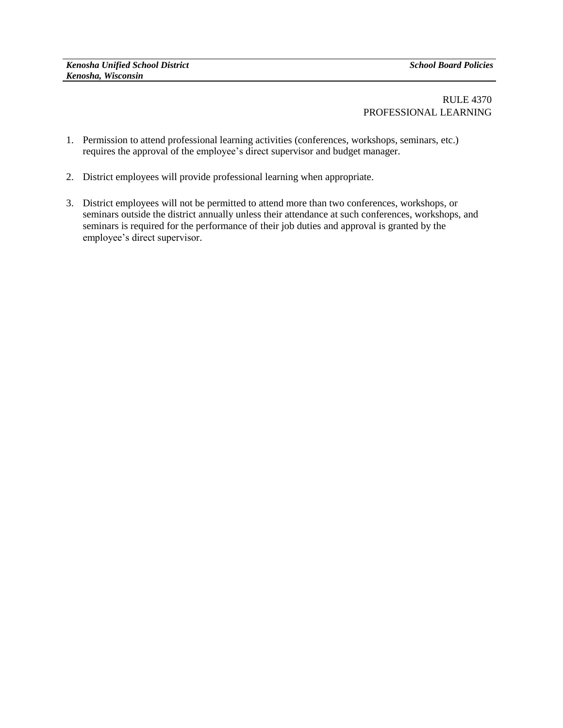RULE 4370
PROFESSIONAL LEARNING

1. Permission to attend professional learning activities (conferences, workshops, seminars, etc.) requires the approval of the employee's direct supervisor and budget manager.

2. District employees will provide professional learning when appropriate.

3. District employees will not be permitted to attend more than two conferences, workshops, or seminars outside the district annually unless their attendance at such conferences, workshops, and seminars is required for the performance of their job duties and approval is granted by the employee's direct supervisor.